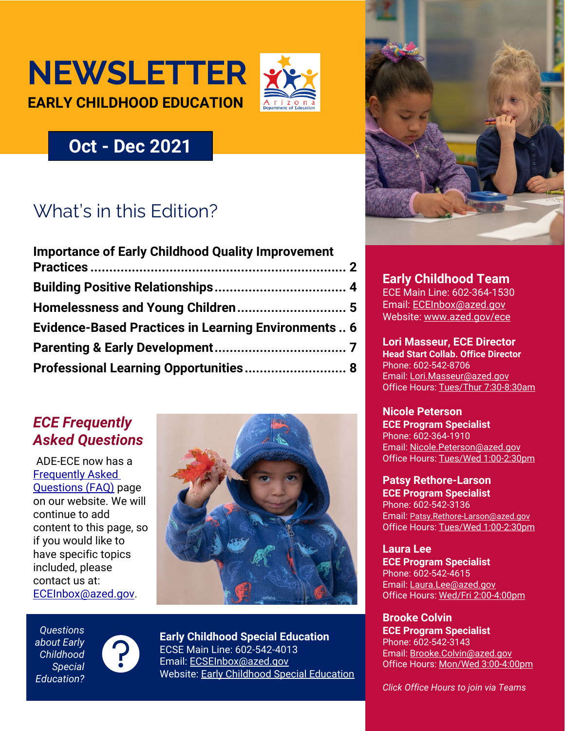# NEWSLETTER

**EARLY CHILDHOOD EDUCATION**

Arizona Department of Education

## Oct - Dec 2021

## What's in this Edition?

**Importance of Early Childhood Quality Improvement Practices** .......... 2
**Building Positive Relationships** .......... 4
**Homelessness and Young Children** .......... 5
**Evidence-Based Practices in Learning Environments** .. 6
**Parenting & Early Development** .......... 7
**Professional Learning Opportunities** .......... 8

### *ECE Frequently Asked Questions*

ADE-ECE now has a [Frequently Asked Questions (FAQ)](#) page on our website. We will continue to add content to this page, so if you would like to have specific topics included, please contact us at: ECEInbox@azed.gov.

*Questions about Early Childhood Special Education?*

**Early Childhood Special Education**
ECSE Main Line: 602-542-4013
Email: ECSEInbox@azed.gov
Website: [Early Childhood Special Education](#)

### Early Childhood Team

ECE Main Line: 602-364-1530
Email: ECEInbox@azed.gov
Website: www.azed.gov/ece

**Lori Masseur, ECE Director**
**Head Start Collab. Office Director**
Phone: 602-542-8706
Email: Lori.Masseur@azed.gov
Office Hours: Tues/Thur 7:30-8:30am

**Nicole Peterson**
**ECE Program Specialist**
Phone: 602-364-1910
Email: Nicole.Peterson@azed.gov
Office Hours: Tues/Wed 1:00-2:30pm

**Patsy Rethore-Larson**
**ECE Program Specialist**
Phone: 602-542-3136
Email: Patsy.Rethore-Larson@azed.gov
Office Hours: Tues/Wed 1:00-2:30pm

**Laura Lee**
**ECE Program Specialist**
Phone: 602-542-4615
Email: Laura.Lee@azed.gov
Office Hours: Wed/Fri 2:00-4:00pm

**Brooke Colvin**
**ECE Program Specialist**
Phone: 602-542-3143
Email: Brooke.Colvin@azed.gov
Office Hours: Mon/Wed 3:00-4:00pm

*Click Office Hours to join via Teams*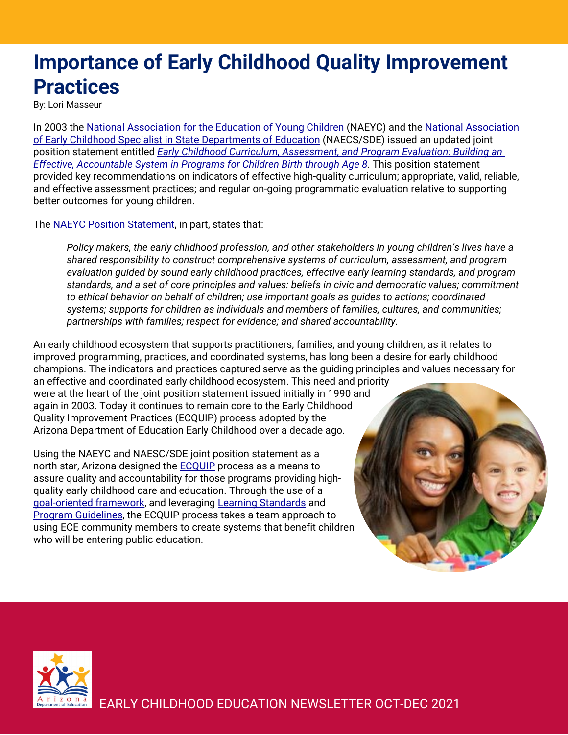# Importance of Early Childhood Quality Improvement Practices

By: Lori Masseur

In 2003 the National Association for the Education of Young Children (NAEYC) and the National Association of Early Childhood Specialist in State Departments of Education (NAECS/SDE) issued an updated joint position statement entitled *Early Childhood Curriculum, Assessment, and Program Evaluation: Building an Effective, Accountable System in Programs for Children Birth through Age 8.* This position statement provided key recommendations on indicators of effective high-quality curriculum; appropriate, valid, reliable, and effective assessment practices; and regular on-going programmatic evaluation relative to supporting better outcomes for young children.

The NAEYC Position Statement, in part, states that:

> *Policy makers, the early childhood profession, and other stakeholders in young children's lives have a shared responsibility to construct comprehensive systems of curriculum, assessment, and program evaluation guided by sound early childhood practices, effective early learning standards, and program standards, and a set of core principles and values: beliefs in civic and democratic values; commitment to ethical behavior on behalf of children; use important goals as guides to actions; coordinated systems; supports for children as individuals and members of families, cultures, and communities; partnerships with families; respect for evidence; and shared accountability.*

An early childhood ecosystem that supports practitioners, families, and young children, as it relates to improved programming, practices, and coordinated systems, has long been a desire for early childhood champions. The indicators and practices captured serve as the guiding principles and values necessary for an effective and coordinated early childhood ecosystem. This need and priority were at the heart of the joint position statement issued initially in 1990 and again in 2003. Today it continues to remain core to the Early Childhood Quality Improvement Practices (ECQUIP) process adopted by the Arizona Department of Education Early Childhood over a decade ago.

Using the NAEYC and NAESC/SDE joint position statement as a north star, Arizona designed the ECQUIP process as a means to assure quality and accountability for those programs providing high-quality early childhood care and education. Through the use of a goal-oriented framework, and leveraging Learning Standards and Program Guidelines, the ECQUIP process takes a team approach to using ECE community members to create systems that benefit children who will be entering public education.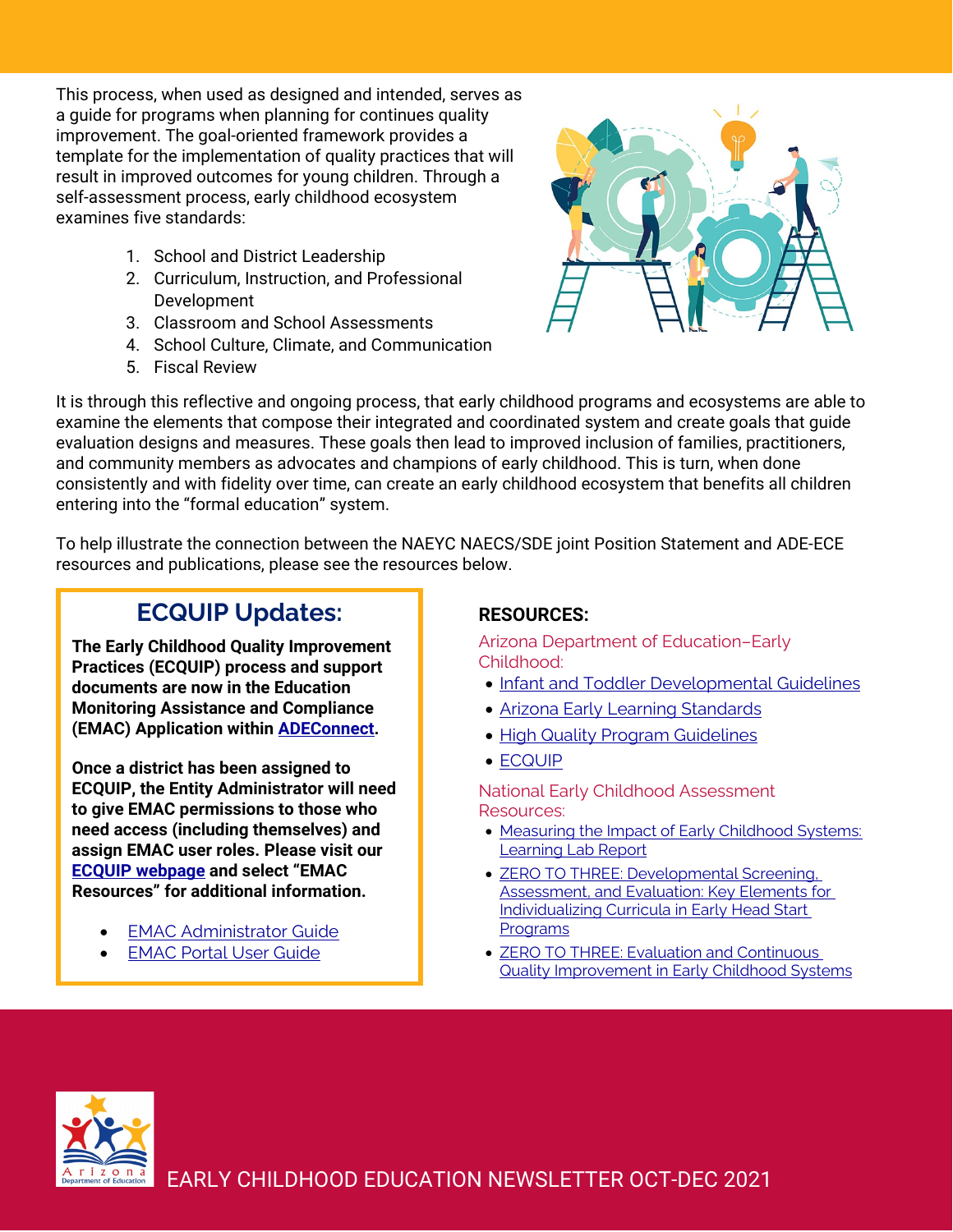This process, when used as designed and intended, serves as a guide for programs when planning for continues quality improvement. The goal-oriented framework provides a template for the implementation of quality practices that will result in improved outcomes for young children. Through a self-assessment process, early childhood ecosystem examines five standards:

1. School and District Leadership
2. Curriculum, Instruction, and Professional Development
3. Classroom and School Assessments
4. School Culture, Climate, and Communication
5. Fiscal Review

It is through this reflective and ongoing process, that early childhood programs and ecosystems are able to examine the elements that compose their integrated and coordinated system and create goals that guide evaluation designs and measures. These goals then lead to improved inclusion of families, practitioners, and community members as advocates and champions of early childhood. This is turn, when done consistently and with fidelity over time, can create an early childhood ecosystem that benefits all children entering into the "formal education" system.

To help illustrate the connection between the NAEYC NAECS/SDE joint Position Statement and ADE-ECE resources and publications, please see the resources below.

## ECQUIP Updates:

**The Early Childhood Quality Improvement Practices (ECQUIP) process and support documents are now in the Education Monitoring Assistance and Compliance (EMAC) Application within ADEConnect.**

**Once a district has been assigned to ECQUIP, the Entity Administrator will need to give EMAC permissions to those who need access (including themselves) and assign EMAC user roles. Please visit our ECQUIP webpage and select "EMAC Resources" for additional information.**

- EMAC Administrator Guide
- EMAC Portal User Guide

## RESOURCES:

Arizona Department of Education–Early Childhood:

- Infant and Toddler Developmental Guidelines
- Arizona Early Learning Standards
- High Quality Program Guidelines
- ECQUIP

National Early Childhood Assessment Resources:

- Measuring the Impact of Early Childhood Systems: Learning Lab Report
- ZERO TO THREE: Developmental Screening, Assessment, and Evaluation: Key Elements for Individualizing Curricula in Early Head Start Programs
- ZERO TO THREE: Evaluation and Continuous Quality Improvement in Early Childhood Systems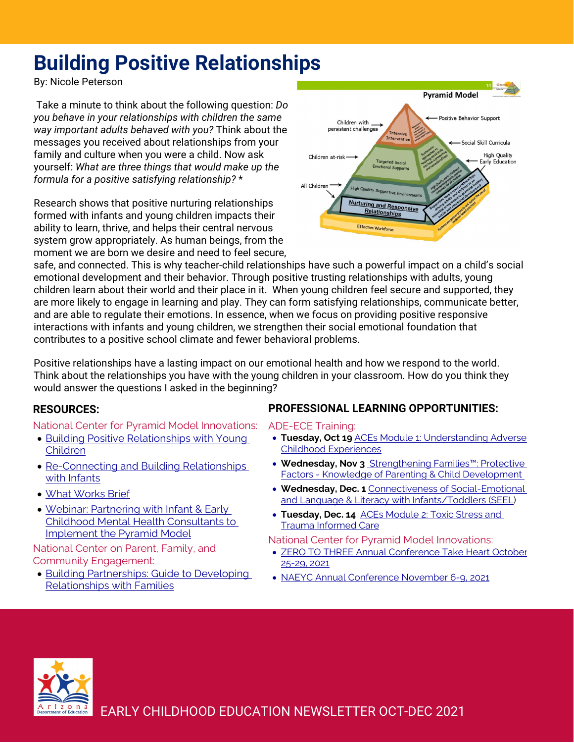# Building Positive Relationships

By: Nicole Peterson

Take a minute to think about the following question: *Do you behave in your relationships with children the same way important adults behaved with you?* Think about the messages you received about relationships from your family and culture when you were a child. Now ask yourself: *What are three things that would make up the formula for a positive satisfying relationship?* *

Pyramid Model

Children with persistent challenges

Intensive Intervention

Positive Behavior Support

Children at-risk

Targeted Social Emotional Supports

Social Skill Curricula

High Quality Early Education

All Children

High Quality Supportive Environments

Nurturing and Responsive Relationships

Effective Workforce

Research shows that positive nurturing relationships formed with infants and young children impacts their ability to learn, thrive, and helps their central nervous system grow appropriately. As human beings, from the moment we are born we desire and need to feel secure, safe, and connected. This is why teacher-child relationships have such a powerful impact on a child's social emotional development and their behavior. Through positive trusting relationships with adults, young children learn about their world and their place in it. When young children feel secure and supported, they are more likely to engage in learning and play. They can form satisfying relationships, communicate better, and are able to regulate their emotions. In essence, when we focus on providing positive responsive interactions with infants and young children, we strengthen their social emotional foundation that contributes to a positive school climate and fewer behavioral problems.

Positive relationships have a lasting impact on our emotional health and how we respond to the world. Think about the relationships you have with the young children in your classroom. How do you think they would answer the questions I asked in the beginning?

## RESOURCES:

National Center for Pyramid Model Innovations:

- Building Positive Relationships with Young Children
- Re-Connecting and Building Relationships with Infants
- What Works Brief
- Webinar: Partnering with Infant & Early Childhood Mental Health Consultants to Implement the Pyramid Model

National Center on Parent, Family, and Community Engagement:

- Building Partnerships: Guide to Developing Relationships with Families

## PROFESSIONAL LEARNING OPPORTUNITIES:

ADE-ECE Training:

- **Tuesday, Oct 19** ACEs Module 1: Understanding Adverse Childhood Experiences
- **Wednesday, Nov 3** Strengthening Families™: Protective Factors - Knowledge of Parenting & Child Development
- **Wednesday, Dec. 1** Connectiveness of Social-Emotional and Language & Literacy with Infants/Toddlers (SEEL)
- **Tuesday, Dec. 14** ACEs Module 2: Toxic Stress and Trauma Informed Care

National Center for Pyramid Model Innovations:

- ZERO TO THREE Annual Conference Take Heart October 25-29, 2021
- NAEYC Annual Conference November 6-9, 2021

EARLY CHILDHOOD EDUCATION NEWSLETTER OCT-DEC 2021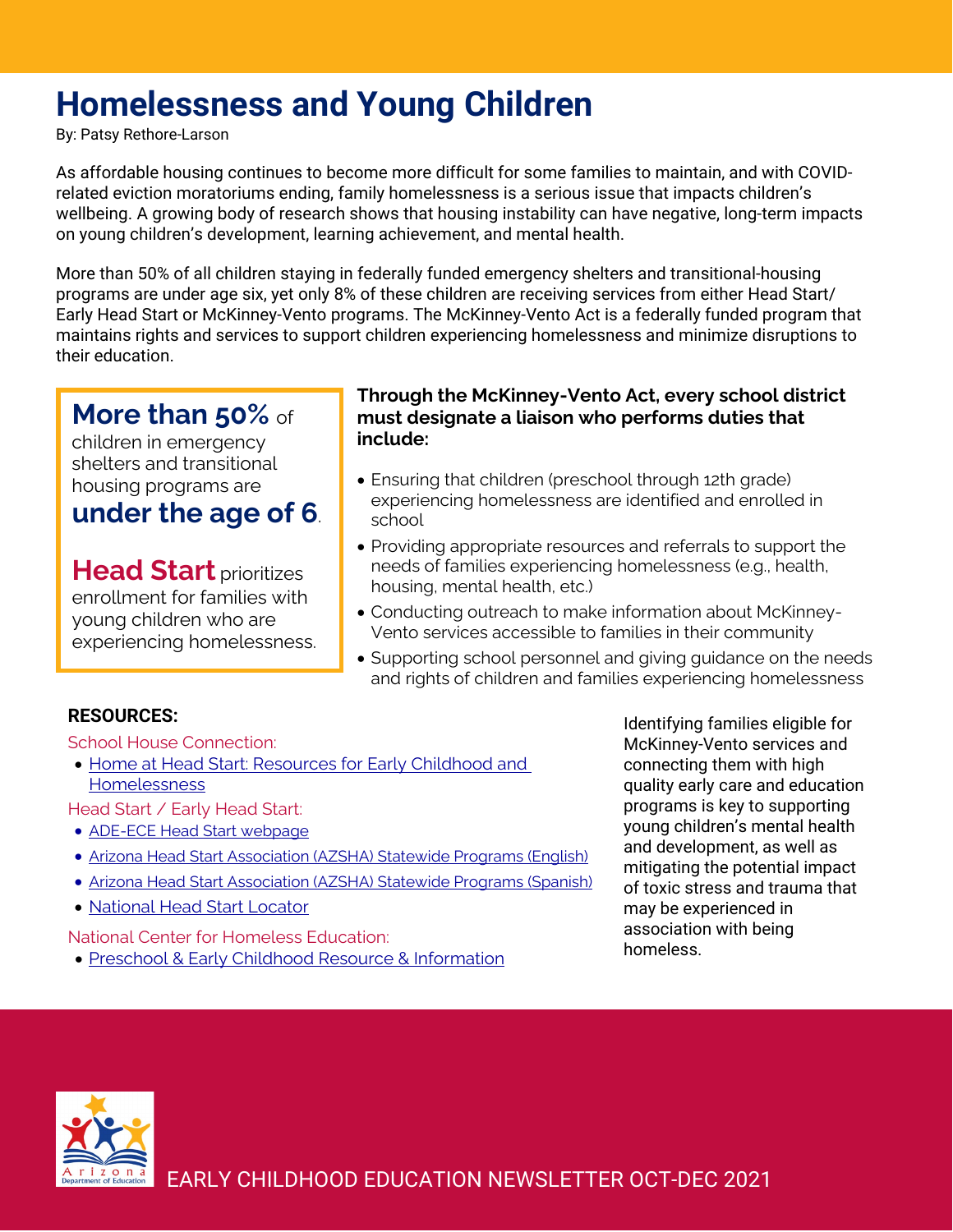# Homelessness and Young Children

By: Patsy Rethore-Larson

As affordable housing continues to become more difficult for some families to maintain, and with COVID-related eviction moratoriums ending, family homelessness is a serious issue that impacts children's wellbeing. A growing body of research shows that housing instability can have negative, long-term impacts on young children's development, learning achievement, and mental health.

More than 50% of all children staying in federally funded emergency shelters and transitional-housing programs are under age six, yet only 8% of these children are receiving services from either Head Start/ Early Head Start or McKinney-Vento programs. The McKinney-Vento Act is a federally funded program that maintains rights and services to support children experiencing homelessness and minimize disruptions to their education.

**More than 50%** of children in emergency shelters and transitional housing programs are **under the age of 6**.

**Head Start** prioritizes enrollment for families with young children who are experiencing homelessness.

**Through the McKinney-Vento Act, every school district must designate a liaison who performs duties that include:**

- Ensuring that children (preschool through 12th grade) experiencing homelessness are identified and enrolled in school
- Providing appropriate resources and referrals to support the needs of families experiencing homelessness (e.g., health, housing, mental health, etc.)
- Conducting outreach to make information about McKinney-Vento services accessible to families in their community
- Supporting school personnel and giving guidance on the needs and rights of children and families experiencing homelessness

**RESOURCES:**

School House Connection:

- Home at Head Start: Resources for Early Childhood and Homelessness

Head Start / Early Head Start:

- ADE-ECE Head Start webpage
- Arizona Head Start Association (AZSHA) Statewide Programs (English)
- Arizona Head Start Association (AZSHA) Statewide Programs (Spanish)
- National Head Start Locator

National Center for Homeless Education:

- Preschool & Early Childhood Resource & Information

Identifying families eligible for McKinney-Vento services and connecting them with high quality early care and education programs is key to supporting young children's mental health and development, as well as mitigating the potential impact of toxic stress and trauma that may be experienced in association with being homeless.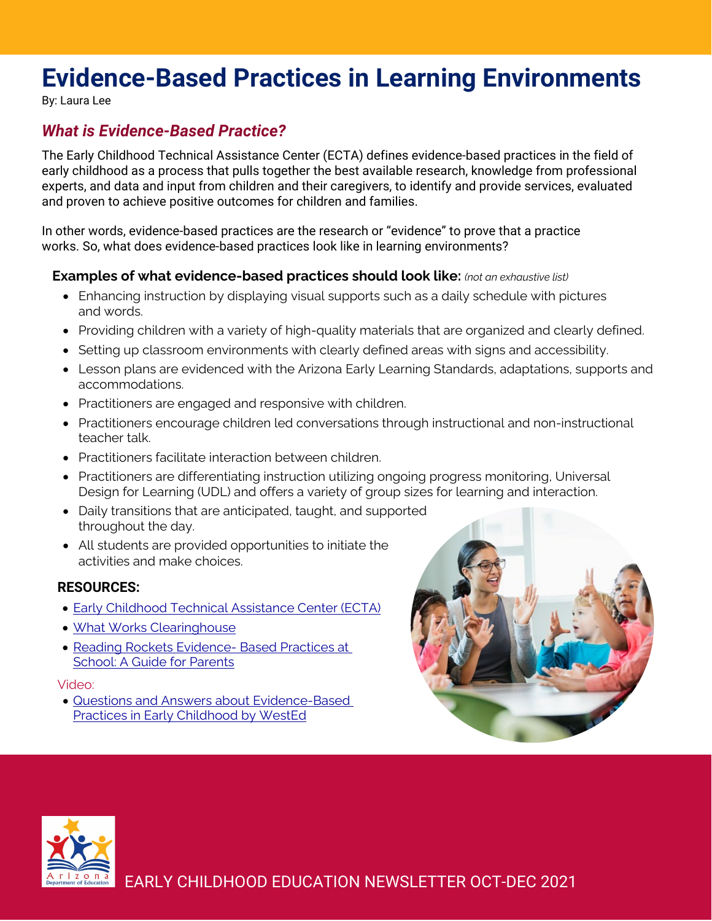# Evidence-Based Practices in Learning Environments

By: Laura Lee

## *What is Evidence-Based Practice?*

The Early Childhood Technical Assistance Center (ECTA) defines evidence-based practices in the field of early childhood as a process that pulls together the best available research, knowledge from professional experts, and data and input from children and their caregivers, to identify and provide services, evaluated and proven to achieve positive outcomes for children and families.

In other words, evidence-based practices are the research or "evidence" to prove that a practice works. So, what does evidence-based practices look like in learning environments?

**Examples of what evidence-based practices should look like:** *(not an exhaustive list)*

- Enhancing instruction by displaying visual supports such as a daily schedule with pictures and words.
- Providing children with a variety of high-quality materials that are organized and clearly defined.
- Setting up classroom environments with clearly defined areas with signs and accessibility.
- Lesson plans are evidenced with the Arizona Early Learning Standards, adaptations, supports and accommodations.
- Practitioners are engaged and responsive with children.
- Practitioners encourage children led conversations through instructional and non-instructional teacher talk.
- Practitioners facilitate interaction between children.
- Practitioners are differentiating instruction utilizing ongoing progress monitoring, Universal Design for Learning (UDL) and offers a variety of group sizes for learning and interaction.
- Daily transitions that are anticipated, taught, and supported throughout the day.
- All students are provided opportunities to initiate the activities and make choices.

**RESOURCES:**

- Early Childhood Technical Assistance Center (ECTA)
- What Works Clearinghouse
- Reading Rockets Evidence- Based Practices at School: A Guide for Parents

Video:

- Questions and Answers about Evidence-Based Practices in Early Childhood by WestEd

EARLY CHILDHOOD EDUCATION NEWSLETTER OCT-DEC 2021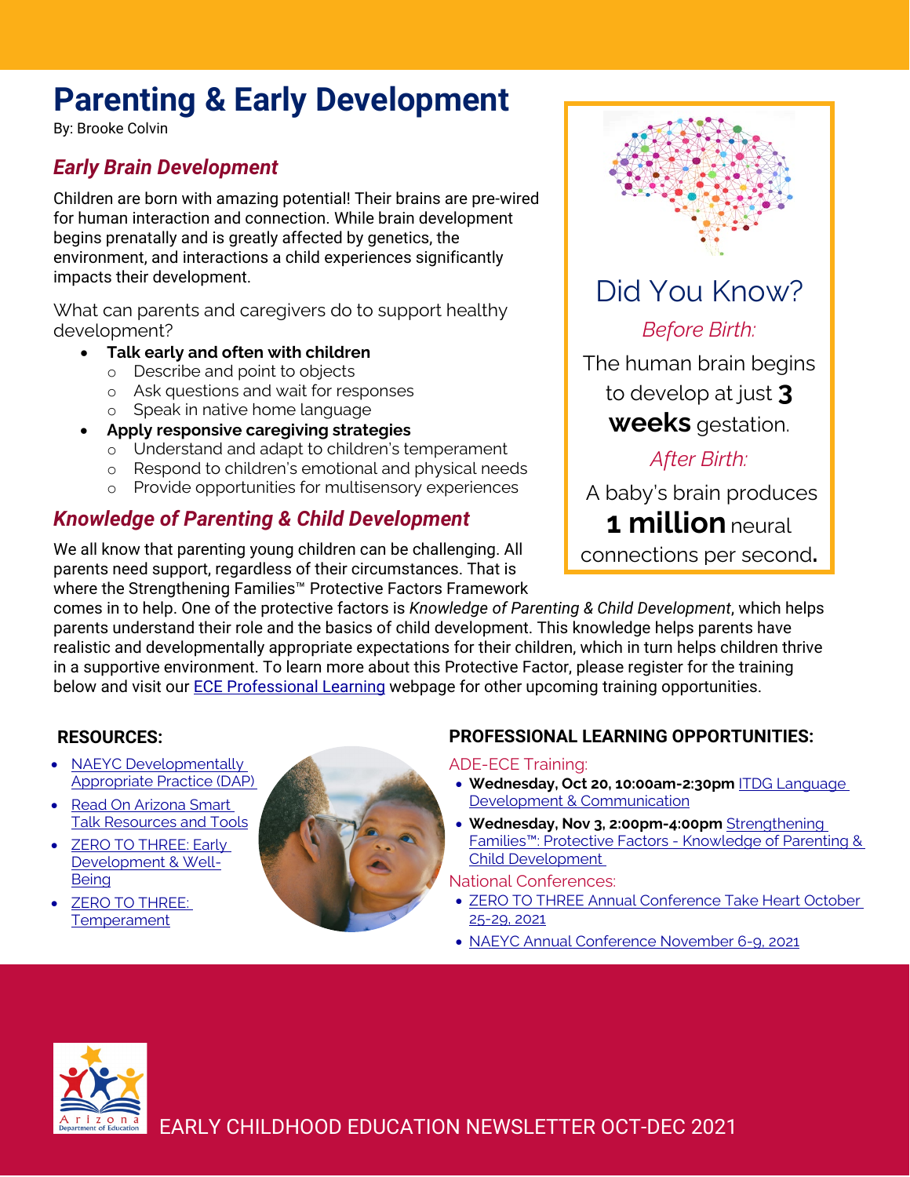# Parenting & Early Development

By: Brooke Colvin

## *Early Brain Development*

Children are born with amazing potential! Their brains are pre-wired for human interaction and connection. While brain development begins prenatally and is greatly affected by genetics, the environment, and interactions a child experiences significantly impacts their development.

What can parents and caregivers do to support healthy development?

- **Talk early and often with children**
  - Describe and point to objects
  - Ask questions and wait for responses
  - Speak in native home language
- **Apply responsive caregiving strategies**
  - Understand and adapt to children's temperament
  - Respond to children's emotional and physical needs
  - Provide opportunities for multisensory experiences

## *Knowledge of Parenting & Child Development*

We all know that parenting young children can be challenging. All parents need support, regardless of their circumstances. That is where the Strengthening Families™ Protective Factors Framework comes in to help. One of the protective factors is *Knowledge of Parenting & Child Development*, which helps parents understand their role and the basics of child development. This knowledge helps parents have realistic and developmentally appropriate expectations for their children, which in turn helps children thrive in a supportive environment. To learn more about this Protective Factor, please register for the training below and visit our ECE Professional Learning webpage for other upcoming training opportunities.

### Did You Know?

*Before Birth:*

The human brain begins to develop at just **3 weeks** gestation.

*After Birth:*

A baby's brain produces **1 million** neural connections per second**.**

### RESOURCES:

- NAEYC Developmentally Appropriate Practice (DAP)
- Read On Arizona Smart Talk Resources and Tools
- ZERO TO THREE: Early Development & Well-Being
- ZERO TO THREE: Temperament

### PROFESSIONAL LEARNING OPPORTUNITIES:

ADE-ECE Training:

- **Wednesday, Oct 20, 10:00am-2:30pm** ITDG Language Development & Communication
- **Wednesday, Nov 3, 2:00pm-4:00pm** Strengthening Families™: Protective Factors - Knowledge of Parenting & Child Development

National Conferences:

- ZERO TO THREE Annual Conference Take Heart October 25-29, 2021
- NAEYC Annual Conference November 6-9, 2021

EARLY CHILDHOOD EDUCATION NEWSLETTER OCT-DEC 2021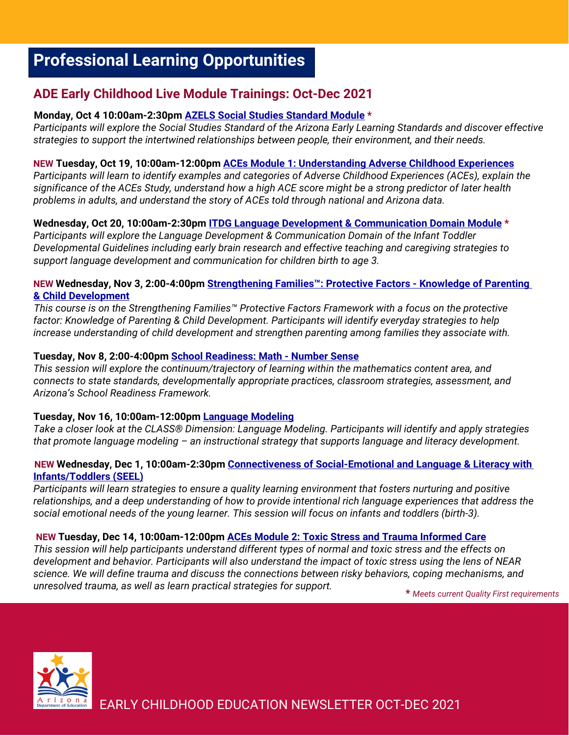# Professional Learning Opportunities

## ADE Early Childhood Live Module Trainings: Oct-Dec 2021

**Monday, Oct 4 10:00am-2:30pm** **AZELS Social Studies Standard Module** *

*Participants will explore the Social Studies Standard of the Arizona Early Learning Standards and discover effective strategies to support the intertwined relationships between people, their environment, and their needs.*

**NEW Tuesday, Oct 19, 10:00am-12:00pm** **ACEs Module 1: Understanding Adverse Childhood Experiences**

*Participants will learn to identify examples and categories of Adverse Childhood Experiences (ACEs), explain the significance of the ACEs Study, understand how a high ACE score might be a strong predictor of later health problems in adults, and understand the story of ACEs told through national and Arizona data.*

**Wednesday, Oct 20, 10:00am-2:30pm** **ITDG Language Development & Communication Domain Module** *

*Participants will explore the Language Development & Communication Domain of the Infant Toddler Developmental Guidelines including early brain research and effective teaching and caregiving strategies to support language development and communication for children birth to age 3.*

**NEW Wednesday, Nov 3, 2:00-4:00pm** **Strengthening Families™: Protective Factors - Knowledge of Parenting & Child Development**

*This course is on the Strengthening Families™ Protective Factors Framework with a focus on the protective factor: Knowledge of Parenting & Child Development. Participants will identify everyday strategies to help increase understanding of child development and strengthen parenting among families they associate with.*

**Tuesday, Nov 8, 2:00-4:00pm** **School Readiness: Math - Number Sense**

*This session will explore the continuum/trajectory of learning within the mathematics content area, and connects to state standards, developmentally appropriate practices, classroom strategies, assessment, and Arizona's School Readiness Framework.*

**Tuesday, Nov 16, 10:00am-12:00pm** **Language Modeling**

*Take a closer look at the CLASS® Dimension: Language Modeling. Participants will identify and apply strategies that promote language modeling – an instructional strategy that supports language and literacy development.*

**NEW Wednesday, Dec 1, 10:00am-2:30pm** **Connectiveness of Social-Emotional and Language & Literacy with Infants/Toddlers (SEEL)**

*Participants will learn strategies to ensure a quality learning environment that fosters nurturing and positive relationships, and a deep understanding of how to provide intentional rich language experiences that address the social emotional needs of the young learner. This session will focus on infants and toddlers (birth-3).*

**NEW Tuesday, Dec 14, 10:00am-12:00pm** **ACEs Module 2: Toxic Stress and Trauma Informed Care**

*This session will help participants understand different types of normal and toxic stress and the effects on development and behavior. Participants will also understand the impact of toxic stress using the lens of NEAR science. We will define trauma and discuss the connections between risky behaviors, coping mechanisms, and unresolved trauma, as well as learn practical strategies for support.*

* *Meets current Quality First requirements*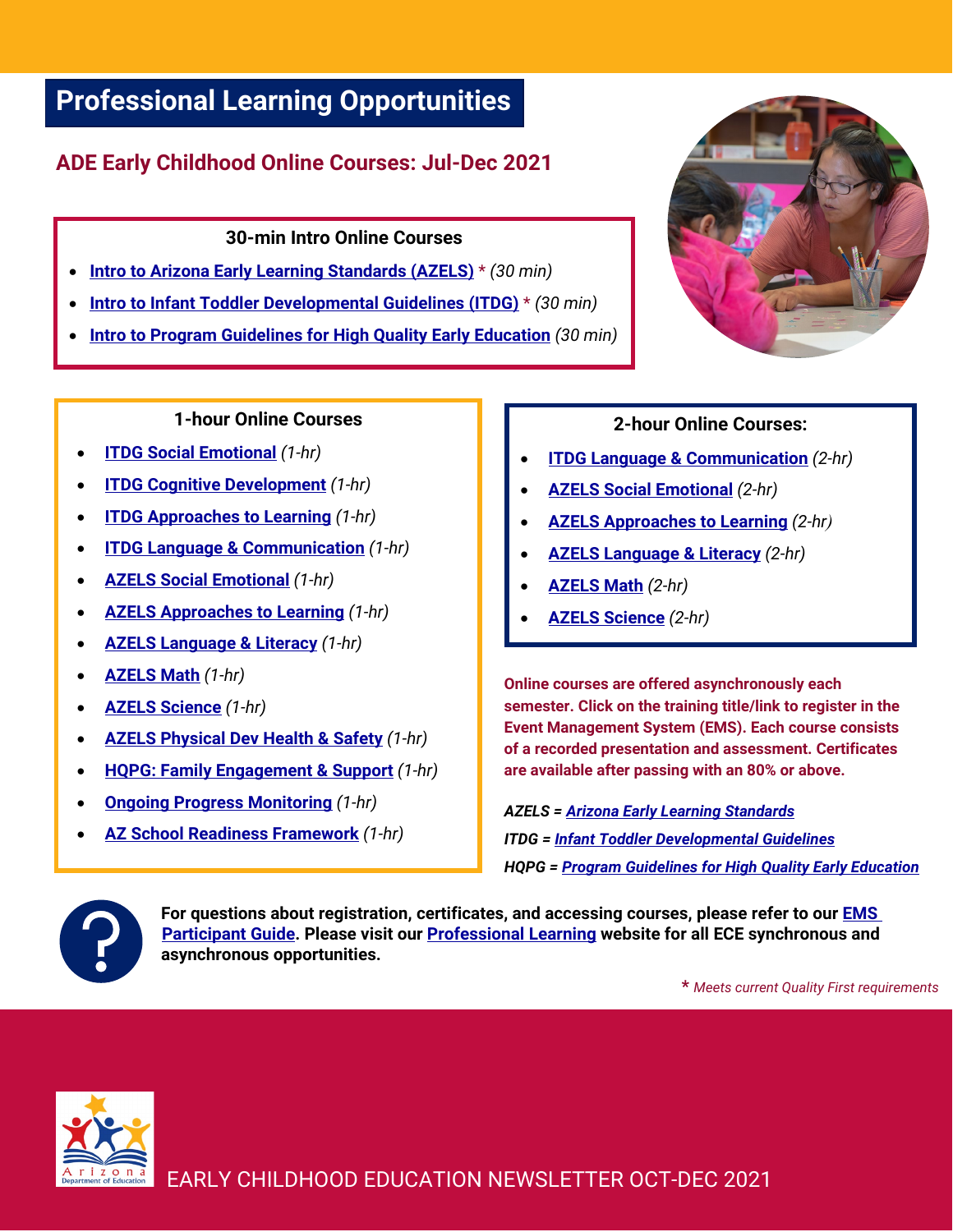# Professional Learning Opportunities

## ADE Early Childhood Online Courses: Jul-Dec 2021

### 30-min Intro Online Courses

- Intro to Arizona Early Learning Standards (AZELS) * *(30 min)*
- Intro to Infant Toddler Developmental Guidelines (ITDG) * *(30 min)*
- Intro to Program Guidelines for High Quality Early Education *(30 min)*

### 1-hour Online Courses

- ITDG Social Emotional *(1-hr)*
- ITDG Cognitive Development *(1-hr)*
- ITDG Approaches to Learning *(1-hr)*
- ITDG Language & Communication *(1-hr)*
- AZELS Social Emotional *(1-hr)*
- AZELS Approaches to Learning *(1-hr)*
- AZELS Language & Literacy *(1-hr)*
- AZELS Math *(1-hr)*
- AZELS Science *(1-hr)*
- AZELS Physical Dev Health & Safety *(1-hr)*
- HQPG: Family Engagement & Support *(1-hr)*
- Ongoing Progress Monitoring *(1-hr)*
- AZ School Readiness Framework *(1-hr)*

### 2-hour Online Courses:

- ITDG Language & Communication *(2-hr)*
- AZELS Social Emotional *(2-hr)*
- AZELS Approaches to Learning *(2-hr)*
- AZELS Language & Literacy *(2-hr)*
- AZELS Math *(2-hr)*
- AZELS Science *(2-hr)*

**Online courses are offered asynchronously each semester. Click on the training title/link to register in the Event Management System (EMS). Each course consists of a recorded presentation and assessment. Certificates are available after passing with an 80% or above.**

***AZELS =** Arizona Early Learning Standards*

***ITDG =** Infant Toddler Developmental Guidelines*

***HQPG =** Program Guidelines for High Quality Early Education*

**For questions about registration, certificates, and accessing courses, please refer to our EMS Participant Guide. Please visit our Professional Learning website for all ECE synchronous and asynchronous opportunities.**

*\* Meets current Quality First requirements*